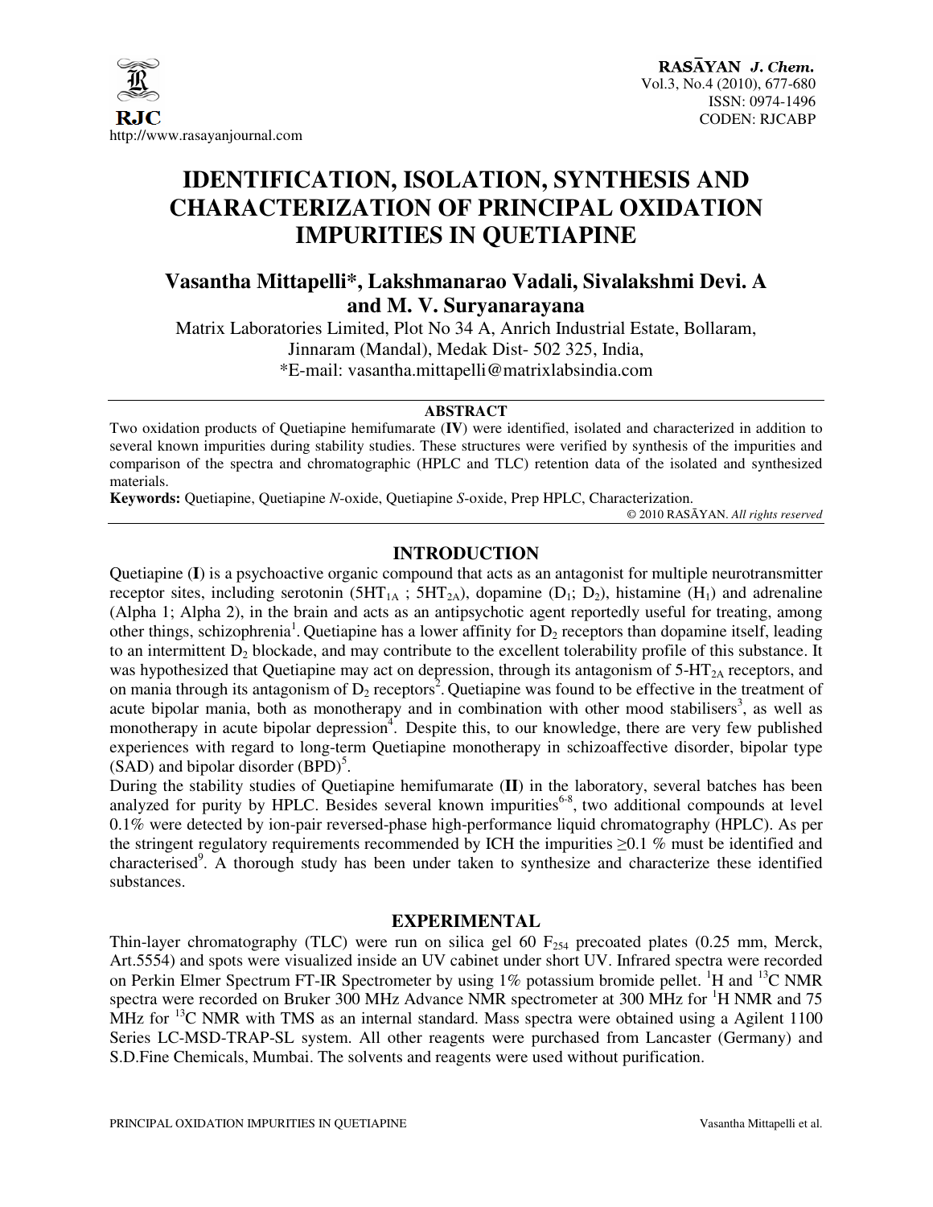# IDENTIFICATION, ISOLATION, SYNTHESIS AND CHARACTERIZATION OF PRINCIPAL OXIDATION IMPURITIES IN QUETIAPINE

## Vasantha Mittapelli*, Lakshmanarao Vadali, Sivalakshmi Devi. A and M. V. Suryanarayana

Matrix Laboratories Limited, Plot No 34 A, Anrich Industrial Estate, Bollaram, Jinnaram (Mandal), Medak Dist- 502 325, India,

*E-mail: vasantha.mittapelli@matrixlabsindia.com

### ABSTRACT

Two oxidation products of Quetiapine hemifumarate (**IV**) were identified, isolated and characterized in addition to several known impurities during stability studies. These structures were verified by synthesis of the impurities and comparison of the spectra and chromatographic (HPLC and TLC) retention data of the isolated and synthesized materials.

**Keywords:** Quetiapine, Quetiapine *N*-oxide, Quetiapine *S*-oxide, Prep HPLC, Characterization.

© 2010 RASĀYAN. *All rights reserved*

## INTRODUCTION

Quetiapine (**I**) is a psychoactive organic compound that acts as an antagonist for multiple neurotransmitter receptor sites, including serotonin ($5HT_{1A}$ ; $5HT_{2A}$), dopamine ($D_1$; $D_2$), histamine ($H_1$) and adrenaline (Alpha 1; Alpha 2), in the brain and acts as an antipsychotic agent reportedly useful for treating, among other things, schizophrenia[1]. Quetiapine has a lower affinity for $D_2$ receptors than dopamine itself, leading to an intermittent $D_2$ blockade, and may contribute to the excellent tolerability profile of this substance. It was hypothesized that Quetiapine may act on depression, through its antagonism of 5-$HT_{2A}$ receptors, and on mania through its antagonism of $D_2$ receptors[2]. Quetiapine was found to be effective in the treatment of acute bipolar mania, both as monotherapy and in combination with other mood stabilisers[3], as well as monotherapy in acute bipolar depression[4]. Despite this, to our knowledge, there are very few published experiences with regard to long-term Quetiapine monotherapy in schizoaffective disorder, bipolar type (SAD) and bipolar disorder (BPD)[5].

During the stability studies of Quetiapine hemifumarate (**II**) in the laboratory, several batches has been analyzed for purity by HPLC. Besides several known impurities[6-8], two additional compounds at level 0.1% were detected by ion-pair reversed-phase high-performance liquid chromatography (HPLC). As per the stringent regulatory requirements recommended by ICH the impurities ≥0.1 % must be identified and characterised[9]. A thorough study has been under taken to synthesize and characterize these identified substances.

## EXPERIMENTAL

Thin-layer chromatography (TLC) were run on silica gel 60 $F_{254}$ precoated plates (0.25 mm, Merck, Art.5554) and spots were visualized inside an UV cabinet under short UV. Infrared spectra were recorded on Perkin Elmer Spectrum FT-IR Spectrometer by using 1% potassium bromide pellet. $^1H$ and $^{13}C$ NMR spectra were recorded on Bruker 300 MHz Advance NMR spectrometer at 300 MHz for $^1H$ NMR and 75 MHz for $^{13}C$ NMR with TMS as an internal standard. Mass spectra were obtained using a Agilent 1100 Series LC-MSD-TRAP-SL system. All other reagents were purchased from Lancaster (Germany) and S.D.Fine Chemicals, Mumbai. The solvents and reagents were used without purification.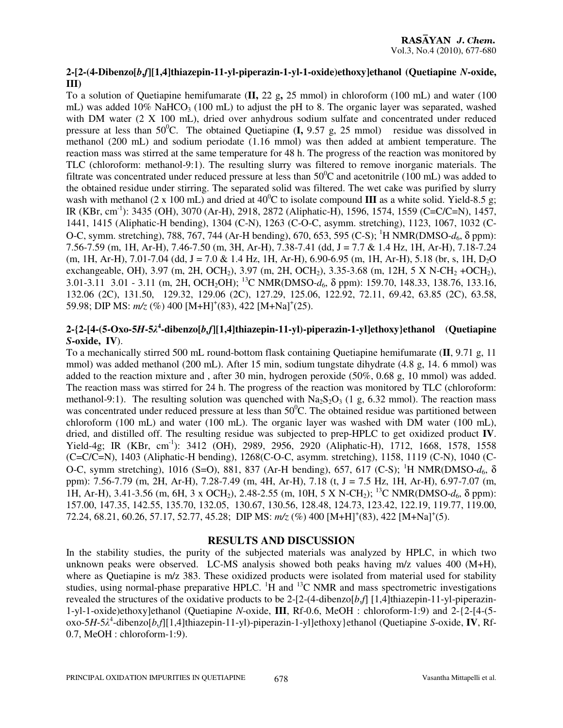**2-[2-(4-Dibenzo[*b*,*f*][1,4]thiazepin-11-yl-piperazin-1-yl-1-oxide)ethoxy]ethanol (Quetiapine *N*-oxide, III)**

To a solution of Quetiapine hemifumarate (**II,** 22 g**,** 25 mmol) in chloroform (100 mL) and water (100 mL) was added 10% $NaHCO_3$ (100 mL) to adjust the pH to 8. The organic layer was separated, washed with DM water (2 X 100 mL), dried over anhydrous sodium sulfate and concentrated under reduced pressure at less than $50^0$C. The obtained Quetiapine (**I,** 9.57 g, 25 mmol) residue was dissolved in methanol (200 mL) and sodium periodate (1.16 mmol) was then added at ambient temperature. The reaction mass was stirred at the same temperature for 48 h. The progress of the reaction was monitored by TLC (chloroform: methanol-9:1). The resulting slurry was filtered to remove inorganic materials. The filtrate was concentrated under reduced pressure at less than $50^0$C and acetonitrile (100 mL) was added to the obtained residue under stirring. The separated solid was filtered. The wet cake was purified by slurry wash with methanol (2 x 100 mL) and dried at $40^0$C to isolate compound **III** as a white solid. Yield-8.5 g; IR (KBr, $cm^{-1}$): 3435 (OH), 3070 (Ar-H), 2918, 2872 (Aliphatic-H), 1596, 1574, 1559 (C=C/C=N), 1457, 1441, 1415 (Aliphatic-H bending), 1304 (C-N), 1263 (C-O-C, asymm. stretching), 1123, 1067, 1032 (C-O-C, symm. stretching), 788, 767, 744 (Ar-H bending), 670, 653, 595 (C-S); $^1$H NMR(DMSO-$d_6$, δ ppm): 7.56-7.59 (m, 1H, Ar-H), 7.46-7.50 (m, 3H, Ar-H), 7.38-7.41 (dd, J = 7.7 & 1.4 Hz, 1H, Ar-H), 7.18-7.24 (m, 1H, Ar-H), 7.01-7.04 (dd, J = 7.0 & 1.4 Hz, 1H, Ar-H), 6.90-6.95 (m, 1H, Ar-H), 5.18 (br, s, 1H, $D_2O$ exchangeable, OH), 3.97 (m, 2H, $OCH_2$), 3.97 (m, 2H, $OCH_2$), 3.35-3.68 (m, 12H, 5 X N-$CH_2$ +$OCH_2$), 3.01-3.11 3.01 - 3.11 (m, 2H, $OCH_2OH$); $^{13}$C NMR(DMSO-$d_6$, δ ppm): 159.70, 148.33, 138.76, 133.16, 132.06 (2C), 131.50, 129.32, 129.06 (2C), 127.29, 125.06, 122.92, 72.11, 69.42, 63.85 (2C), 63.58, 59.98; DIP MS: *m/z* (%) 400 $[M+H]^+$(83), 422 $[M+Na]^+$(25).

**2-{2-[4-(5-Oxo-5*H*-5$\lambda^4$-dibenzo[*b*,*f*][1,4]thiazepin-11-yl)-piperazin-1-yl]ethoxy}ethanol (Quetiapine *S*-oxide, IV)**.

To a mechanically stirred 500 mL round-bottom flask containing Quetiapine hemifumarate (**II**, 9.71 g, 11 mmol) was added methanol (200 mL). After 15 min, sodium tungstate dihydrate (4.8 g, 14. 6 mmol) was added to the reaction mixture and , after 30 min, hydrogen peroxide (50%, 0.68 g, 10 mmol) was added. The reaction mass was stirred for 24 h. The progress of the reaction was monitored by TLC (chloroform: methanol-9:1). The resulting solution was quenched with $Na_2S_2O_3$ (1 g, 6.32 mmol). The reaction mass was concentrated under reduced pressure at less than $50^0$C. The obtained residue was partitioned between chloroform (100 mL) and water (100 mL). The organic layer was washed with DM water (100 mL), dried, and distilled off. The resulting residue was subjected to prep-HPLC to get oxidized product **IV**. Yield-4g; IR (KBr, $cm^{-1}$): 3412 (OH), 2989, 2956, 2920 (Aliphatic-H), 1712, 1668, 1578, 1558 (C=C/C=N), 1403 (Aliphatic-H bending), 1268(C-O-C, asymm. stretching), 1158, 1119 (C-N), 1040 (C-O-C, symm stretching), 1016 (S=O), 881, 837 (Ar-H bending), 657, 617 (C-S); $^1$H NMR(DMSO-$d_6$, δ ppm): 7.56-7.79 (m, 2H, Ar-H), 7.28-7.49 (m, 4H, Ar-H), 7.18 (t, J = 7.5 Hz, 1H, Ar-H), 6.97-7.07 (m, 1H, Ar-H), 3.41-3.56 (m, 6H, 3 x $OCH_2$), 2.48-2.55 (m, 10H, 5 X N-$CH_2$); $^{13}$C NMR(DMSO-$d_6$, δ ppm): 157.00, 147.35, 142.55, 135.70, 132.05, 130.67, 130.56, 128.48, 124.73, 123.42, 122.19, 119.77, 119.00, 72.24, 68.21, 60.26, 57.17, 52.77, 45.28; DIP MS: *m/z* (%) 400 $[M+H]^+$(83), 422 $[M+Na]^+$(5).

## RESULTS AND DISCUSSION

In the stability studies, the purity of the subjected materials was analyzed by HPLC, in which two unknown peaks were observed. LC-MS analysis showed both peaks having m/z values 400 (M+H), where as Quetiapine is m/z 383. These oxidized products were isolated from material used for stability studies, using normal-phase preparative HPLC. $^1$H and $^{13}$C NMR and mass spectrometric investigations revealed the structures of the oxidative products to be 2-[2-(4-dibenzo[*b*,*f*] [1,4]thiazepin-11-yl-piperazin-1-yl-1-oxide)ethoxy]ethanol (Quetiapine *N*-oxide, **III**, Rf-0.6, MeOH : chloroform-1:9) and 2-{2-[4-(5-oxo-5*H*-5$\lambda^4$-dibenzo[*b*,*f*][1,4]thiazepin-11-yl)-piperazin-1-yl]ethoxy}ethanol (Quetiapine *S*-oxide, **IV**, Rf-0.7, MeOH : chloroform-1:9).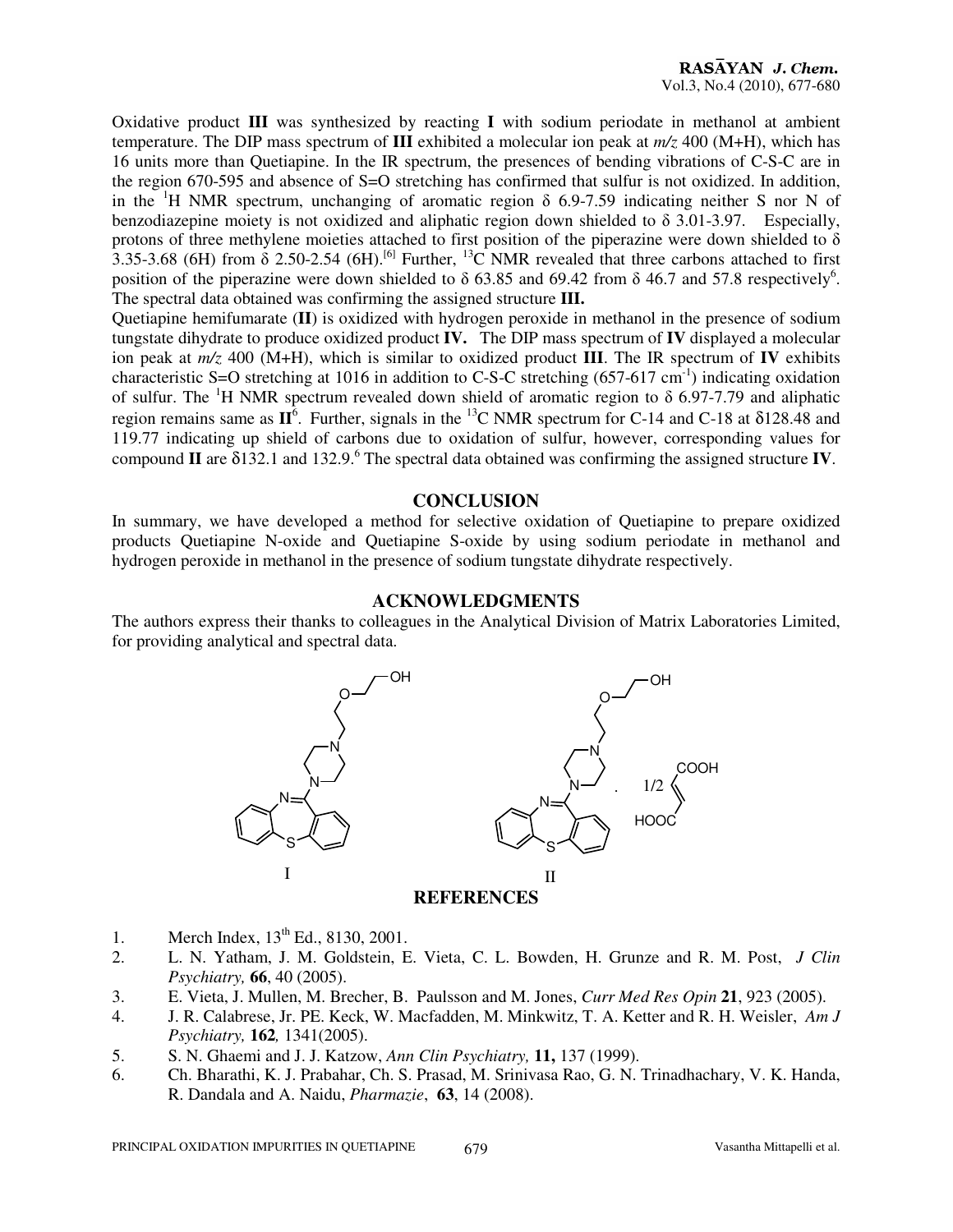Oxidative product **III** was synthesized by reacting **I** with sodium periodate in methanol at ambient temperature. The DIP mass spectrum of **III** exhibited a molecular ion peak at *m/z* 400 (M+H), which has 16 units more than Quetiapine. In the IR spectrum, the presences of bending vibrations of C-S-C are in the region 670-595 and absence of S=O stretching has confirmed that sulfur is not oxidized. In addition, in the $^{1}$H NMR spectrum, unchanging of aromatic region δ 6.9-7.59 indicating neither S nor N of benzodiazepine moiety is not oxidized and aliphatic region down shielded to δ 3.01-3.97. Especially, protons of three methylene moieties attached to first position of the piperazine were down shielded to δ 3.35-3.68 (6H) from δ 2.50-2.54 (6H).[6] Further, $^{13}$C NMR revealed that three carbons attached to first position of the piperazine were down shielded to δ 63.85 and 69.42 from δ 46.7 and 57.8 respectively[6]. The spectral data obtained was confirming the assigned structure **III.**

Quetiapine hemifumarate (**II**) is oxidized with hydrogen peroxide in methanol in the presence of sodium tungstate dihydrate to produce oxidized product **IV.** The DIP mass spectrum of **IV** displayed a molecular ion peak at *m/z* 400 (M+H), which is similar to oxidized product **III**. The IR spectrum of **IV** exhibits characteristic S=O stretching at 1016 in addition to C-S-C stretching (657-617 $cm^{-1}$) indicating oxidation of sulfur. The $^{1}$H NMR spectrum revealed down shield of aromatic region to δ 6.97-7.79 and aliphatic region remains same as **II**[6]. Further, signals in the $^{13}$C NMR spectrum for C-14 and C-18 at δ128.48 and 119.77 indicating up shield of carbons due to oxidation of sulfur, however, corresponding values for compound **II** are δ132.1 and 132.9.[6] The spectral data obtained was confirming the assigned structure **IV**.

## CONCLUSION

In summary, we have developed a method for selective oxidation of Quetiapine to prepare oxidized products Quetiapine N-oxide and Quetiapine S-oxide by using sodium periodate in methanol and hydrogen peroxide in methanol in the presence of sodium tungstate dihydrate respectively.

## ACKNOWLEDGMENTS

The authors express their thanks to colleagues in the Analytical Division of Matrix Laboratories Limited, for providing analytical and spectral data.

I

II

## REFERENCES

1. Merch Index, 13[th] Ed., 8130, 2001.
2. L. N. Yatham, J. M. Goldstein, E. Vieta, C. L. Bowden, H. Grunze and R. M. Post, *J Clin Psychiatry,* **66**, 40 (2005).
3. E. Vieta, J. Mullen, M. Brecher, B. Paulsson and M. Jones, *Curr Med Res Opin* **21**, 923 (2005).
4. J. R. Calabrese, Jr. PE. Keck, W. Macfadden, M. Minkwitz, T. A. Ketter and R. H. Weisler, *Am J Psychiatry,* **162***,* 1341(2005).
5. S. N. Ghaemi and J. J. Katzow, *Ann Clin Psychiatry,* **11,** 137 (1999).
6. Ch. Bharathi, K. J. Prabahar, Ch. S. Prasad, M. Srinivasa Rao, G. N. Trinadhachary, V. K. Handa, R. Dandala and A. Naidu, *Pharmazie*, **63**, 14 (2008).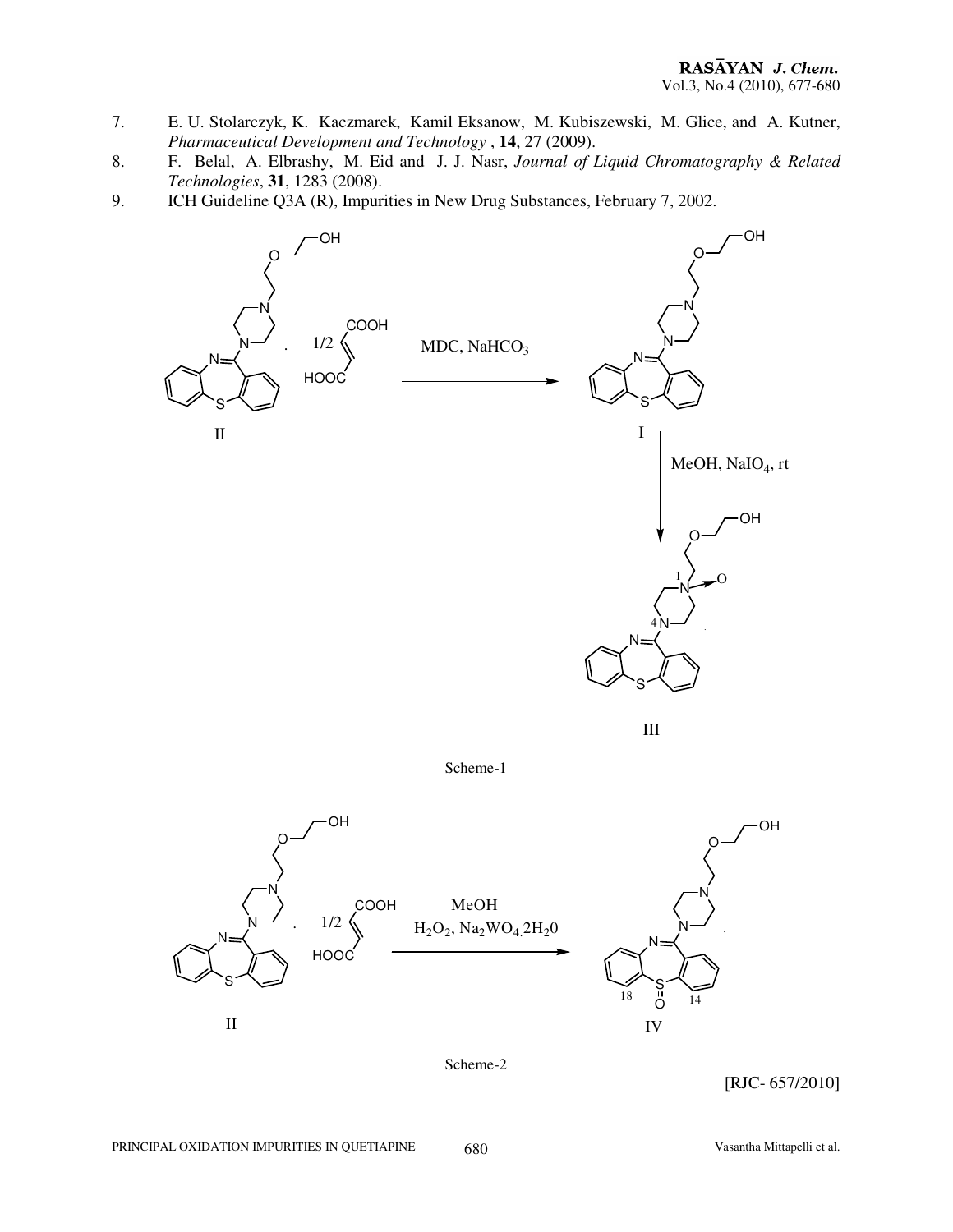7. E. U. Stolarczyk, K. Kaczmarek, Kamil Eksanow, M. Kubiszewski, M. Glice, and A. Kutner, *Pharmaceutical Development and Technology* , **14**, 27 (2009).
8. F. Belal, A. Elbrashy, M. Eid and J. J. Nasr, *Journal of Liquid Chromatography & Related Technologies*, **31**, 1283 (2008).
9. ICH Guideline Q3A (R), Impurities in New Drug Substances, February 7, 2002.

II . 1/2 COOH HOOC

MDC, $NaHCO_3$

I

MeOH, $NaIO_4$, rt

III

Scheme-1

II . 1/2 COOH HOOC

MeOH
$H_2O_2$, $Na_2WO_4.2H_20$

IV

Scheme-2

[RJC- 657/2010]